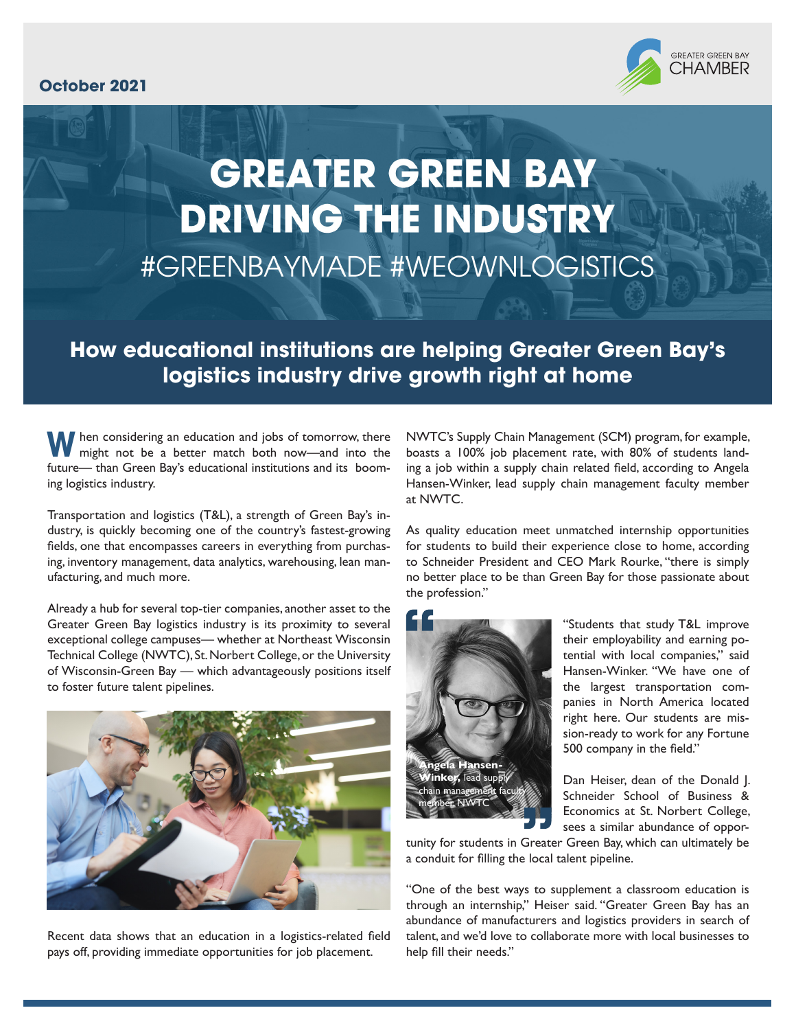October 2021

GREATER GREEN BAY CHAMBER

# GREATER GREEN BAY DRIVING THE INDUSTRY

#GREENBAYMADE #WEOWNLOGISTICS

## How educational institutions are helping Greater Green Bay's logistics industry drive growth right at home

When considering an education and jobs of tomorrow, there might not be a better match both now—and into the future— than Green Bay's educational institutions and its booming logistics industry.

Transportation and logistics (T&L), a strength of Green Bay's industry, is quickly becoming one of the country's fastest-growing fields, one that encompasses careers in everything from purchasing, inventory management, data analytics, warehousing, lean manufacturing, and much more.

Already a hub for several top-tier companies, another asset to the Greater Green Bay logistics industry is its proximity to several exceptional college campuses— whether at Northeast Wisconsin Technical College (NWTC), St. Norbert College, or the University of Wisconsin-Green Bay — which advantageously positions itself to foster future talent pipelines.

Recent data shows that an education in a logistics-related field pays off, providing immediate opportunities for job placement.

NWTC's Supply Chain Management (SCM) program, for example, boasts a 100% job placement rate, with 80% of students landing a job within a supply chain related field, according to Angela Hansen-Winker, lead supply chain management faculty member at NWTC.

As quality education meet unmatched internship opportunities for students to build their experience close to home, according to Schneider President and CEO Mark Rourke, "there is simply no better place to be than Green Bay for those passionate about the profession."

**Angela Hansen-Winker,** lead supply chain management faculty member, NWTC

"Students that study T&L improve their employability and earning potential with local companies," said Hansen-Winker. "We have one of the largest transportation companies in North America located right here. Our students are mission-ready to work for any Fortune 500 company in the field."

Dan Heiser, dean of the Donald J. Schneider School of Business & Economics at St. Norbert College, sees a similar abundance of opportunity for students in Greater Green Bay, which can ultimately be a conduit for filling the local talent pipeline.

"One of the best ways to supplement a classroom education is through an internship," Heiser said. "Greater Green Bay has an abundance of manufacturers and logistics providers in search of talent, and we'd love to collaborate more with local businesses to help fill their needs."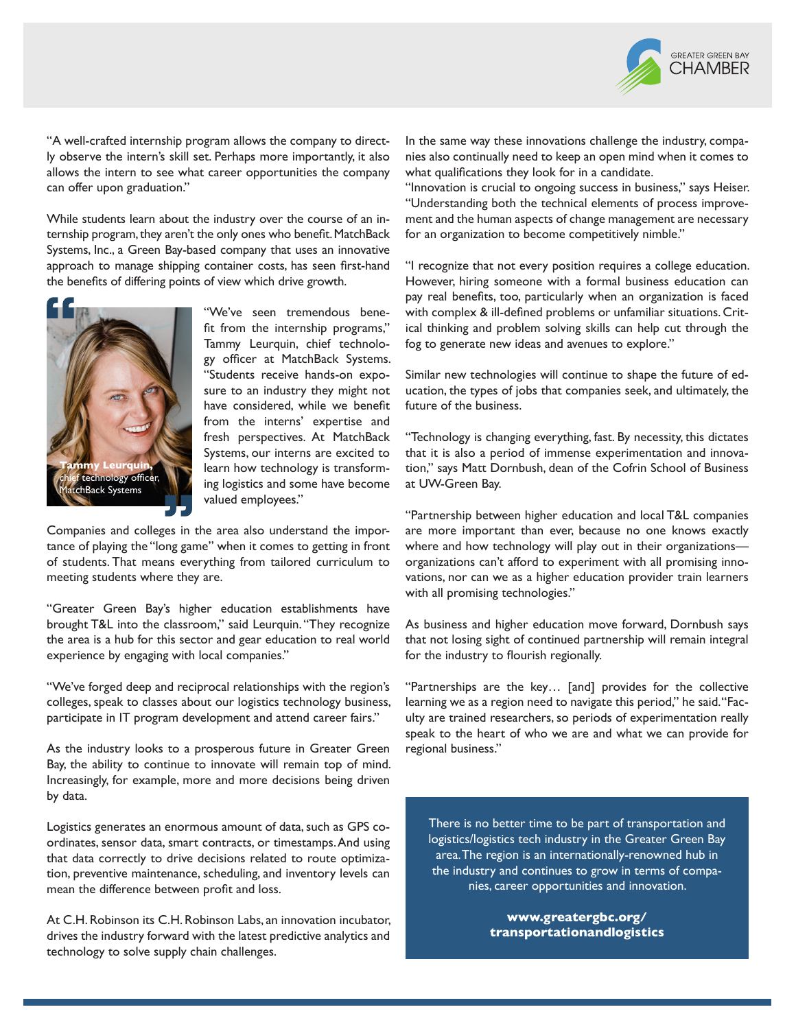"A well-crafted internship program allows the company to directly observe the intern's skill set. Perhaps more importantly, it also allows the intern to see what career opportunities the company can offer upon graduation."

While students learn about the industry over the course of an internship program, they aren't the only ones who benefit. MatchBack Systems, Inc., a Green Bay-based company that uses an innovative approach to manage shipping container costs, has seen first-hand the benefits of differing points of view which drive growth.

"We've seen tremendous benefit from the internship programs," Tammy Leurquin, chief technology officer at MatchBack Systems. "Students receive hands-on exposure to an industry they might not have considered, while we benefit from the interns' expertise and fresh perspectives. At MatchBack Systems, our interns are excited to learn how technology is transforming logistics and some have become valued employees."

**Tammy Leurquin,** chief technology officer, MatchBack Systems

Companies and colleges in the area also understand the importance of playing the "long game" when it comes to getting in front of students. That means everything from tailored curriculum to meeting students where they are.

"Greater Green Bay's higher education establishments have brought T&L into the classroom," said Leurquin. "They recognize the area is a hub for this sector and gear education to real world experience by engaging with local companies."

"We've forged deep and reciprocal relationships with the region's colleges, speak to classes about our logistics technology business, participate in IT program development and attend career fairs."

As the industry looks to a prosperous future in Greater Green Bay, the ability to continue to innovate will remain top of mind. Increasingly, for example, more and more decisions being driven by data.

Logistics generates an enormous amount of data, such as GPS coordinates, sensor data, smart contracts, or timestamps. And using that data correctly to drive decisions related to route optimization, preventive maintenance, scheduling, and inventory levels can mean the difference between profit and loss.

At C.H. Robinson its C.H. Robinson Labs, an innovation incubator, drives the industry forward with the latest predictive analytics and technology to solve supply chain challenges.

In the same way these innovations challenge the industry, companies also continually need to keep an open mind when it comes to what qualifications they look for in a candidate.

"Innovation is crucial to ongoing success in business," says Heiser. "Understanding both the technical elements of process improvement and the human aspects of change management are necessary for an organization to become competitively nimble."

"I recognize that not every position requires a college education. However, hiring someone with a formal business education can pay real benefits, too, particularly when an organization is faced with complex & ill-defined problems or unfamiliar situations. Critical thinking and problem solving skills can help cut through the fog to generate new ideas and avenues to explore."

Similar new technologies will continue to shape the future of education, the types of jobs that companies seek, and ultimately, the future of the business.

"Technology is changing everything, fast. By necessity, this dictates that it is also a period of immense experimentation and innovation," says Matt Dornbush, dean of the Cofrin School of Business at UW-Green Bay.

"Partnership between higher education and local T&L companies are more important than ever, because no one knows exactly where and how technology will play out in their organizations—organizations can't afford to experiment with all promising innovations, nor can we as a higher education provider train learners with all promising technologies."

As business and higher education move forward, Dornbush says that not losing sight of continued partnership will remain integral for the industry to flourish regionally.

"Partnerships are the key… [and] provides for the collective learning we as a region need to navigate this period," he said. "Faculty are trained researchers, so periods of experimentation really speak to the heart of who we are and what we can provide for regional business."

There is no better time to be part of transportation and logistics/logistics tech industry in the Greater Green Bay area. The region is an internationally-renowned hub in the industry and continues to grow in terms of companies, career opportunities and innovation.

**www.greatergbc.org/transportationandlogistics**